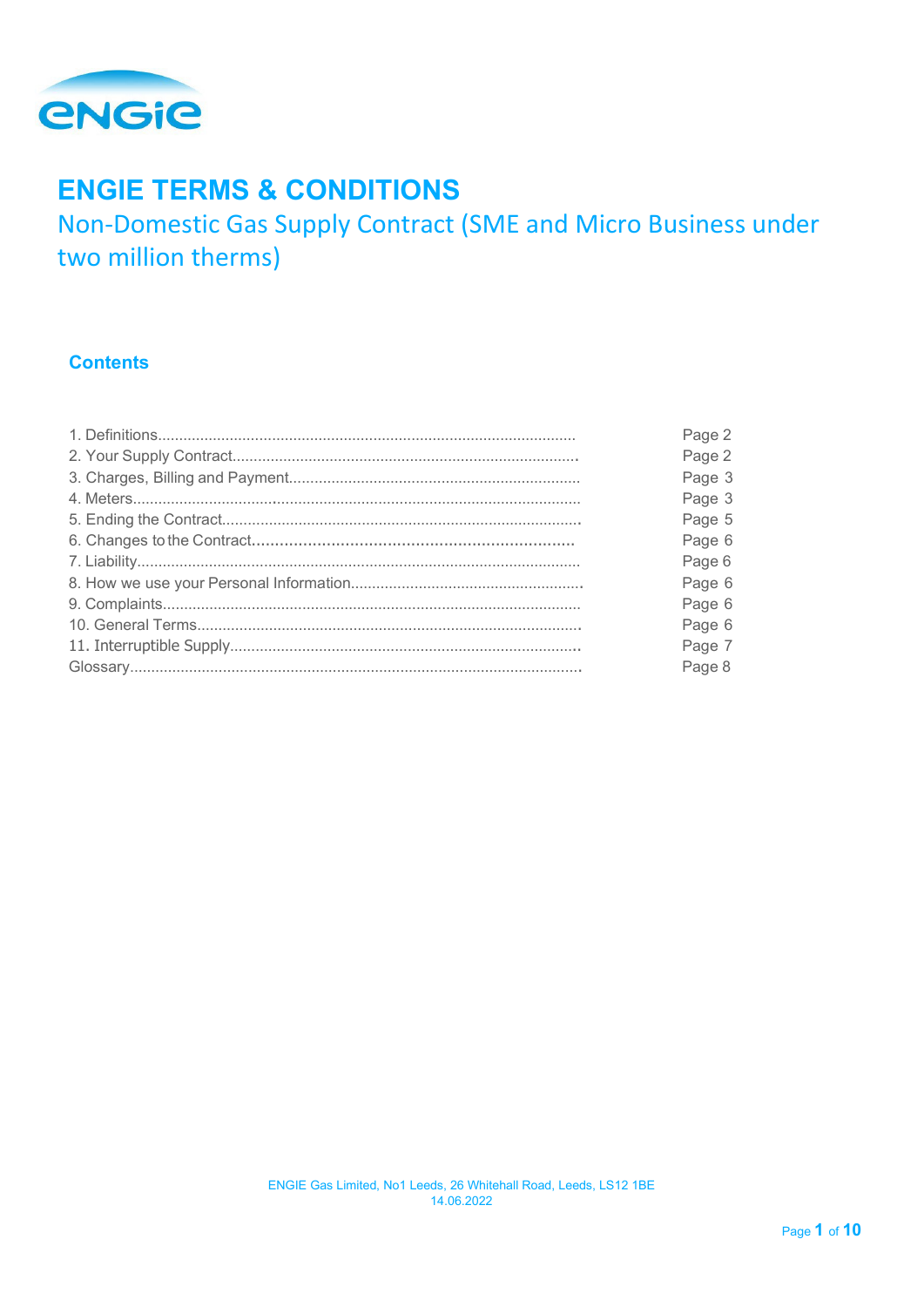# ENGIE TERMS & CONDITIONS

## Non-Domestic Gas Supply Contract (SME and Micro Business under two million therms)

### Contents

| | |
|---|---|
| 1. Definitions | Page 2 |
| 2. Your Supply Contract | Page 2 |
| 3. Charges, Billing and Payment | Page 3 |
| 4. Meters | Page 3 |
| 5. Ending the Contract | Page 5 |
| 6. Changes to the Contract | Page 6 |
| 7. Liability | Page 6 |
| 8. How we use your Personal Information | Page 6 |
| 9. Complaints | Page 6 |
| 10. General Terms | Page 6 |
| 11. Interruptible Supply | Page 7 |
| Glossary | Page 8 |

ENGIE Gas Limited, No1 Leeds, 26 Whitehall Road, Leeds, LS12 1BE
14.06.2022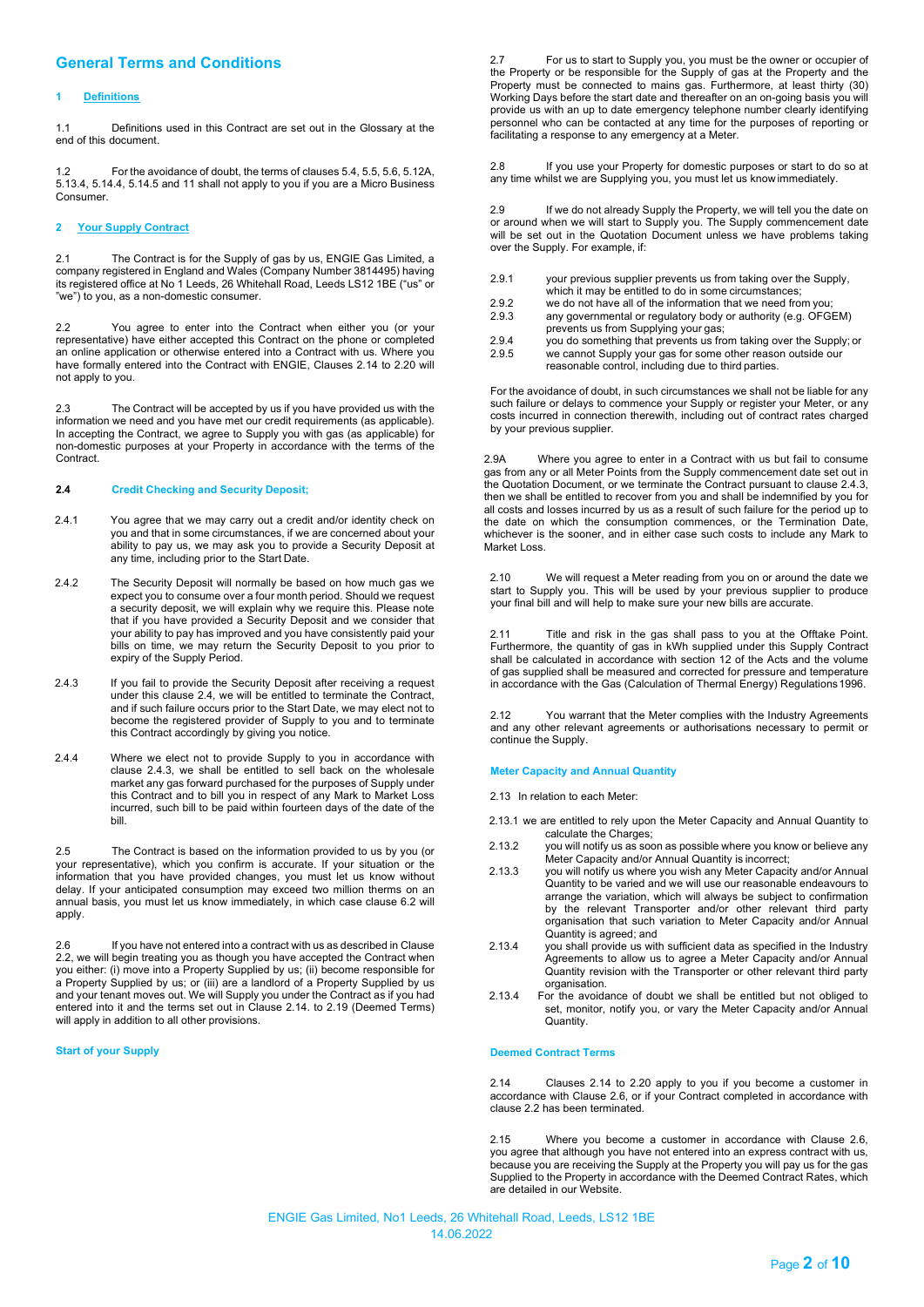# General Terms and Conditions

## 1 Definitions

1.1 Definitions used in this Contract are set out in the Glossary at the end of this document.

1.2 For the avoidance of doubt, the terms of clauses 5.4, 5.5, 5.6, 5.12A, 5.13.4, 5.14.4, 5.14.5 and 11 shall not apply to you if you are a Micro Business Consumer.

## 2 Your Supply Contract

2.1 The Contract is for the Supply of gas by us, ENGIE Gas Limited, a company registered in England and Wales (Company Number 3814495) having its registered office at No 1 Leeds, 26 Whitehall Road, Leeds LS12 1BE ("us" or "we") to you, as a non-domestic consumer.

2.2 You agree to enter into the Contract when either you (or your representative) have either accepted this Contract on the phone or completed an online application or otherwise entered into a Contract with us. Where you have formally entered into the Contract with ENGIE, Clauses 2.14 to 2.20 will not apply to you.

2.3 The Contract will be accepted by us if you have provided us with the information we need and you have met our credit requirements (as applicable). In accepting the Contract, we agree to Supply you with gas (as applicable) for non-domestic purposes at your Property in accordance with the terms of the Contract.

### 2.4 Credit Checking and Security Deposit;

2.4.1 You agree that we may carry out a credit and/or identity check on you and that in some circumstances, if we are concerned about your ability to pay us, we may ask you to provide a Security Deposit at any time, including prior to the Start Date.

2.4.2 The Security Deposit will normally be based on how much gas we expect you to consume over a four month period. Should we request a security deposit, we will explain why we require this. Please note that if you have provided a Security Deposit and we consider that your ability to pay has improved and you have consistently paid your bills on time, we may return the Security Deposit to you prior to expiry of the Supply Period.

2.4.3 If you fail to provide the Security Deposit after receiving a request under this clause 2.4, we will be entitled to terminate the Contract, and if such failure occurs prior to the Start Date, we may elect not to become the registered provider of Supply to you and to terminate this Contract accordingly by giving you notice.

2.4.4 Where we elect not to provide Supply to you in accordance with clause 2.4.3, we shall be entitled to sell back on the wholesale market any gas forward purchased for the purposes of Supply under this Contract and to bill you in respect of any Mark to Market Loss incurred, such bill to be paid within fourteen days of the date of the bill.

2.5 The Contract is based on the information provided to us by you (or your representative), which you confirm is accurate. If your situation or the information that you have provided changes, you must let us know without delay. If your anticipated consumption may exceed two million therms on an annual basis, you must let us know immediately, in which case clause 6.2 will apply.

2.6 If you have not entered into a contract with us as described in Clause 2.2, we will begin treating you as though you have accepted the Contract when you either: (i) move into a Property Supplied by us; (ii) become responsible for a Property Supplied by us; or (iii) are a landlord of a Property Supplied by us and your tenant moves out. We will Supply you under the Contract as if you had entered into it and the terms set out in Clause 2.14. to 2.19 (Deemed Terms) will apply in addition to all other provisions.

### Start of your Supply

2.7 For us to start to Supply you, you must be the owner or occupier of the Property or be responsible for the Supply of gas at the Property and the Property must be connected to mains gas. Furthermore, at least thirty (30) Working Days before the start date and thereafter on an on-going basis you will provide us with an up to date emergency telephone number clearly identifying personnel who can be contacted at any time for the purposes of reporting or facilitating a response to any emergency at a Meter.

2.8 If you use your Property for domestic purposes or start to do so at any time whilst we are Supplying you, you must let us know immediately.

2.9 If we do not already Supply the Property, we will tell you the date on or around when we will start to Supply you. The Supply commencement date will be set out in the Quotation Document unless we have problems taking over the Supply. For example, if:

2.9.1 your previous supplier prevents us from taking over the Supply, which it may be entitled to do in some circumstances;

2.9.2 we do not have all of the information that we need from you;

2.9.3 any governmental or regulatory body or authority (e.g. OFGEM) prevents us from Supplying your gas;

2.9.4 you do something that prevents us from taking over the Supply; or

2.9.5 we cannot Supply your gas for some other reason outside our reasonable control, including due to third parties.

For the avoidance of doubt, in such circumstances we shall not be liable for any such failure or delays to commence your Supply or register your Meter, or any costs incurred in connection therewith, including out of contract rates charged by your previous supplier.

2.9A Where you agree to enter in a Contract with us but fail to consume gas from any or all Meter Points from the Supply commencement date set out in the Quotation Document, or we terminate the Contract pursuant to clause 2.4.3, then we shall be entitled to recover from you and shall be indemnified by you for all costs and losses incurred by us as a result of such failure for the period up to the date on which the consumption commences, or the Termination Date, whichever is the sooner, and in either case such costs to include any Mark to Market Loss.

2.10 We will request a Meter reading from you on or around the date we start to Supply you. This will be used by your previous supplier to produce your final bill and will help to make sure your new bills are accurate.

2.11 Title and risk in the gas shall pass to you at the Offtake Point. Furthermore, the quantity of gas in kWh supplied under this Supply Contract shall be calculated in accordance with section 12 of the Acts and the volume of gas supplied shall be measured and corrected for pressure and temperature in accordance with the Gas (Calculation of Thermal Energy) Regulations 1996.

2.12 You warrant that the Meter complies with the Industry Agreements and any other relevant agreements or authorisations necessary to permit or continue the Supply.

### Meter Capacity and Annual Quantity

2.13 In relation to each Meter:

2.13.1 we are entitled to rely upon the Meter Capacity and Annual Quantity to calculate the Charges;

2.13.2 you will notify us as soon as possible where you know or believe any Meter Capacity and/or Annual Quantity is incorrect;

2.13.3 you will notify us where you wish any Meter Capacity and/or Annual Quantity to be varied and we will use our reasonable endeavours to arrange the variation, which will always be subject to confirmation by the relevant Transporter and/or other relevant third party organisation that such variation to Meter Capacity and/or Annual Quantity is agreed; and

2.13.4 you shall provide us with sufficient data as specified in the Industry Agreements to allow us to agree a Meter Capacity and/or Annual Quantity revision with the Transporter or other relevant third party organisation.

2.13.4 For the avoidance of doubt we shall be entitled but not obliged to set, monitor, notify you, or vary the Meter Capacity and/or Annual Quantity.

### Deemed Contract Terms

2.14 Clauses 2.14 to 2.20 apply to you if you become a customer in accordance with Clause 2.6, or if your Contract completed in accordance with clause 2.2 has been terminated.

2.15 Where you become a customer in accordance with Clause 2.6, you agree that although you have not entered into an express contract with us, because you are receiving the Supply at the Property you will pay us for the gas Supplied to the Property in accordance with the Deemed Contract Rates, which are detailed in our Website.

ENGIE Gas Limited, No1 Leeds, 26 Whitehall Road, Leeds, LS12 1BE
14.06.2022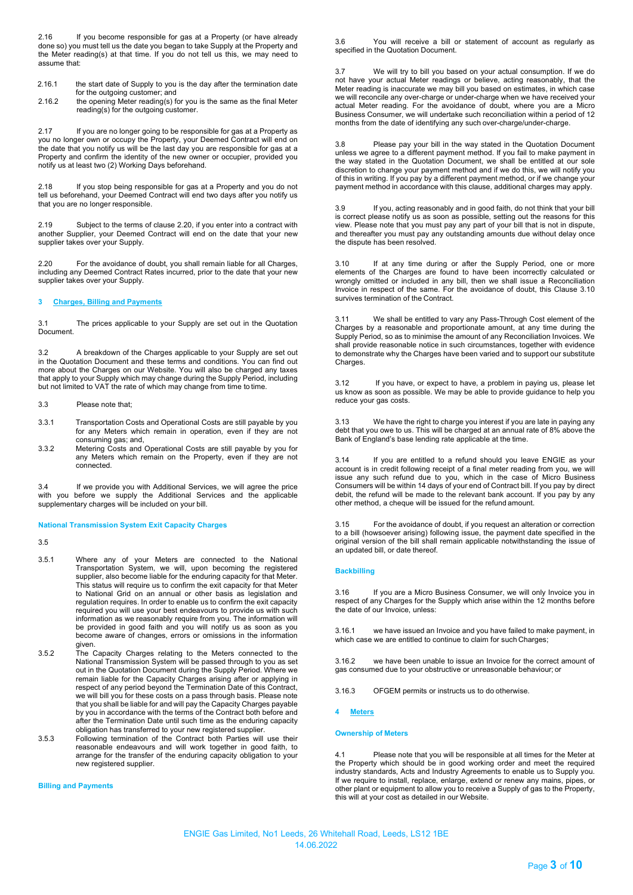2.16 If you become responsible for gas at a Property (or have already done so) you must tell us the date you began to take Supply at the Property and the Meter reading(s) at that time. If you do not tell us this, we may need to assume that:

2.16.1 the start date of Supply to you is the day after the termination date for the outgoing customer; and

2.16.2 the opening Meter reading(s) for you is the same as the final Meter reading(s) for the outgoing customer.

2.17 If you are no longer going to be responsible for gas at a Property as you no longer own or occupy the Property, your Deemed Contract will end on the date that you notify us will be the last day you are responsible for gas at a Property and confirm the identity of the new owner or occupier, provided you notify us at least two (2) Working Days beforehand.

2.18 If you stop being responsible for gas at a Property and you do not tell us beforehand, your Deemed Contract will end two days after you notify us that you are no longer responsible.

2.19 Subject to the terms of clause 2.20, if you enter into a contract with another Supplier, your Deemed Contract will end on the date that your new supplier takes over your Supply.

2.20 For the avoidance of doubt, you shall remain liable for all Charges, including any Deemed Contract Rates incurred, prior to the date that your new supplier takes over your Supply.

## 3 Charges, Billing and Payments

3.1 The prices applicable to your Supply are set out in the Quotation Document.

3.2 A breakdown of the Charges applicable to your Supply are set out in the Quotation Document and these terms and conditions. You can find out more about the Charges on our Website. You will also be charged any taxes that apply to your Supply which may change during the Supply Period, including but not limited to VAT the rate of which may change from time to time.

3.3 Please note that;

3.3.1 Transportation Costs and Operational Costs are still payable by you for any Meters which remain in operation, even if they are not consuming gas; and,

3.3.2 Metering Costs and Operational Costs are still payable by you for any Meters which remain on the Property, even if they are not connected.

3.4 If we provide you with Additional Services, we will agree the price with you before we supply the Additional Services and the applicable supplementary charges will be included on your bill.

### National Transmission System Exit Capacity Charges

3.5

3.5.1 Where any of your Meters are connected to the National Transportation System, we will, upon becoming the registered supplier, also become liable for the enduring capacity for that Meter. This status will require us to confirm the exit capacity for that Meter to National Grid on an annual or other basis as legislation and regulation requires. In order to enable us to confirm the exit capacity required you will use your best endeavours to provide us with such information as we reasonably require from you. The information will be provided in good faith and you will notify us as soon as you become aware of changes, errors or omissions in the information given.

3.5.2 The Capacity Charges relating to the Meters connected to the National Transmission System will be passed through to you as set out in the Quotation Document during the Supply Period. Where we remain liable for the Capacity Charges arising after or applying in respect of any period beyond the Termination Date of this Contract, we will bill you for these costs on a pass through basis. Please note that you shall be liable for and will pay the Capacity Charges payable by you in accordance with the terms of the Contract both before and after the Termination Date until such time as the enduring capacity obligation has transferred to your new registered supplier.

3.5.3 Following termination of the Contract both Parties will use their reasonable endeavours and will work together in good faith, to arrange for the transfer of the enduring capacity obligation to your new registered supplier.

### Billing and Payments

3.6 You will receive a bill or statement of account as regularly as specified in the Quotation Document.

3.7 We will try to bill you based on your actual consumption. If we do not have your actual Meter readings or believe, acting reasonably, that the Meter reading is inaccurate we may bill you based on estimates, in which case we will reconcile any over-charge or under-charge when we have received your actual Meter reading. For the avoidance of doubt, where you are a Micro Business Consumer, we will undertake such reconciliation within a period of 12 months from the date of identifying any such over-charge/under-charge.

3.8 Please pay your bill in the way stated in the Quotation Document unless we agree to a different payment method. If you fail to make payment in the way stated in the Quotation Document, we shall be entitled at our sole discretion to change your payment method and if we do this, we will notify you of this in writing. If you pay by a different payment method, or if we change your payment method in accordance with this clause, additional charges may apply.

3.9 If you, acting reasonably and in good faith, do not think that your bill is correct please notify us as soon as possible, setting out the reasons for this view. Please note that you must pay any part of your bill that is not in dispute, and thereafter you must pay any outstanding amounts due without delay once the dispute has been resolved.

3.10 If at any time during or after the Supply Period, one or more elements of the Charges are found to have been incorrectly calculated or wrongly omitted or included in any bill, then we shall issue a Reconciliation Invoice in respect of the same. For the avoidance of doubt, this Clause 3.10 survives termination of the Contract.

3.11 We shall be entitled to vary any Pass-Through Cost element of the Charges by a reasonable and proportionate amount, at any time during the Supply Period, so as to minimise the amount of any Reconciliation Invoices. We shall provide reasonable notice in such circumstances, together with evidence to demonstrate why the Charges have been varied and to support our substitute Charges.

3.12 If you have, or expect to have, a problem in paying us, please let us know as soon as possible. We may be able to provide guidance to help you reduce your gas costs.

3.13 We have the right to charge you interest if you are late in paying any debt that you owe to us. This will be charged at an annual rate of 8% above the Bank of England's base lending rate applicable at the time.

3.14 If you are entitled to a refund should you leave ENGIE as your account is in credit following receipt of a final meter reading from you, we will issue any such refund due to you, which in the case of Micro Business Consumers will be within 14 days of your end of Contract bill. If you pay by direct debit, the refund will be made to the relevant bank account. If you pay by any other method, a cheque will be issued for the refund amount.

3.15 For the avoidance of doubt, if you request an alteration or correction to a bill (howsoever arising) following issue, the payment date specified in the original version of the bill shall remain applicable notwithstanding the issue of an updated bill, or date thereof.

### Backbilling

3.16 If you are a Micro Business Consumer, we will only Invoice you in respect of any Charges for the Supply which arise within the 12 months before the date of our Invoice, unless:

3.16.1 we have issued an Invoice and you have failed to make payment, in which case we are entitled to continue to claim for such Charges;

3.16.2 we have been unable to issue an Invoice for the correct amount of gas consumed due to your obstructive or unreasonable behaviour; or

3.16.3 OFGEM permits or instructs us to do otherwise.

## 4 Meters

### Ownership of Meters

4.1 Please note that you will be responsible at all times for the Meter at the Property which should be in good working order and meet the required industry standards, Acts and Industry Agreements to enable us to Supply you. If we require to install, replace, enlarge, extend or renew any mains, pipes, or other plant or equipment to allow you to receive a Supply of gas to the Property, this will at your cost as detailed in our Website.

ENGIE Gas Limited, No1 Leeds, 26 Whitehall Road, Leeds, LS12 1BE
14.06.2022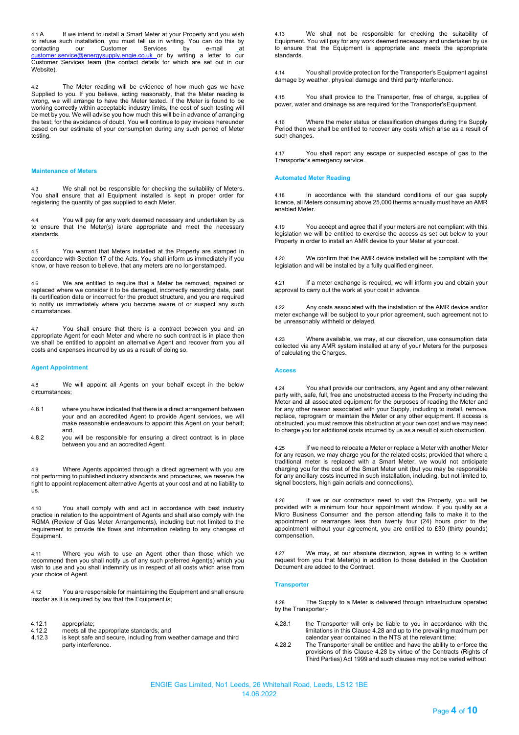4.1 A If we intend to install a Smart Meter at your Property and you wish to refuse such installation, you must tell us in writing. You can do this by contacting our Customer Services by e-mail at customer.service@energysupply.engie.co.uk or by writing a letter to our Customer Services team (the contact details for which are set out in our Website).

4.2 The Meter reading will be evidence of how much gas we have Supplied to you. If you believe, acting reasonably, that the Meter reading is wrong, we will arrange to have the Meter tested. If the Meter is found to be working correctly within acceptable industry limits, the cost of such testing will be met by you. We will advise you how much this will be in advance of arranging the test; for the avoidance of doubt, You will continue to pay invoices hereunder based on our estimate of your consumption during any such period of Meter testing.

### Maintenance of Meters

4.3 We shall not be responsible for checking the suitability of Meters. You shall ensure that all Equipment installed is kept in proper order for registering the quantity of gas supplied to each Meter.

4.4 You will pay for any work deemed necessary and undertaken by us to ensure that the Meter(s) is/are appropriate and meet the necessary standards.

4.5 You warrant that Meters installed at the Property are stamped in accordance with Section 17 of the Acts. You shall inform us immediately if you know, or have reason to believe, that any meters are no longer stamped.

4.6 We are entitled to require that a Meter be removed, repaired or replaced where we consider it to be damaged, incorrectly recording data, past its certification date or incorrect for the product structure, and you are required to notify us immediately where you become aware of or suspect any such circumstances.

4.7 You shall ensure that there is a contract between you and an appropriate Agent for each Meter and where no such contract is in place then we shall be entitled to appoint an alternative Agent and recover from you all costs and expenses incurred by us as a result of doing so.

### Agent Appointment

4.8 We will appoint all Agents on your behalf except in the below circumstances;

4.8.1 where you have indicated that there is a direct arrangement between your and an accredited Agent to provide Agent services, we will make reasonable endeavours to appoint this Agent on your behalf; and,

4.8.2 you will be responsible for ensuring a direct contract is in place between you and an accredited Agent.

4.9 Where Agents appointed through a direct agreement with you are not performing to published industry standards and procedures, we reserve the right to appoint replacement alternative Agents at your cost and at no liability to us.

4.10 You shall comply with and act in accordance with best industry practice in relation to the appointment of Agents and shall also comply with the RGMA (Review of Gas Meter Arrangements), including but not limited to the requirement to provide file flows and information relating to any changes of Equipment.

4.11 Where you wish to use an Agent other than those which we recommend then you shall notify us of any such preferred Agent(s) which you wish to use and you shall indemnify us in respect of all costs which arise from your choice of Agent.

4.12 You are responsible for maintaining the Equipment and shall ensure insofar as it is required by law that the Equipment is;

4.12.1 appropriate;
4.12.2 meets all the appropriate standards; and
4.12.3 is kept safe and secure, including from weather damage and third party interference.

4.13 We shall not be responsible for checking the suitability of Equipment. You will pay for any work deemed necessary and undertaken by us to ensure that the Equipment is appropriate and meets the appropriate standards.

4.14 You shall provide protection for the Transporter's Equipment against damage by weather, physical damage and third party interference.

4.15 You shall provide to the Transporter, free of charge, supplies of power, water and drainage as are required for the Transporter's Equipment.

4.16 Where the meter status or classification changes during the Supply Period then we shall be entitled to recover any costs which arise as a result of such changes.

4.17 You shall report any escape or suspected escape of gas to the Transporter's emergency service.

### Automated Meter Reading

4.18 In accordance with the standard conditions of our gas supply licence, all Meters consuming above 25,000 therms annually must have an AMR enabled Meter.

4.19 You accept and agree that if your meters are not compliant with this legislation we will be entitled to exercise the access as set out below to your Property in order to install an AMR device to your Meter at your cost.

4.20 We confirm that the AMR device installed will be compliant with the legislation and will be installed by a fully qualified engineer.

4.21 If a meter exchange is required, we will inform you and obtain your approval to carry out the work at your cost in advance.

4.22 Any costs associated with the installation of the AMR device and/or meter exchange will be subject to your prior agreement, such agreement not to be unreasonably withheld or delayed.

4.23 Where available, we may, at our discretion, use consumption data collected via any AMR system installed at any of your Meters for the purposes of calculating the Charges.

### Access

4.24 You shall provide our contractors, any Agent and any other relevant party with, safe, full, free and unobstructed access to the Property including the Meter and all associated equipment for the purposes of reading the Meter and for any other reason associated with your Supply, including to install, remove, replace, reprogram or maintain the Meter or any other equipment. If access is obstructed, you must remove this obstruction at your own cost and we may need to charge you for additional costs incurred by us as a result of such obstruction.

4.25 If we need to relocate a Meter or replace a Meter with another Meter for any reason, we may charge you for the related costs; provided that where a traditional meter is replaced with a Smart Meter, we would not anticipate charging you for the cost of the Smart Meter unit (but you may be responsible for any ancillary costs incurred in such installation, including, but not limited to, signal boosters, high gain aerials and connections).

4.26 If we or our contractors need to visit the Property, you will be provided with a minimum four hour appointment window. If you qualify as a Micro Business Consumer and the person attending fails to make it to the appointment or rearranges less than twenty four (24) hours prior to the appointment without your agreement, you are entitled to £30 (thirty pounds) compensation.

4.27 We may, at our absolute discretion, agree in writing to a written request from you that Meter(s) in addition to those detailed in the Quotation Document are added to the Contract.

### Transporter

4.28 The Supply to a Meter is delivered through infrastructure operated by the Transporter;-

4.28.1 the Transporter will only be liable to you in accordance with the limitations in this Clause 4.28 and up to the prevailing maximum per calendar year contained in the NTS at the relevant time;

4.28.2 The Transporter shall be entitled and have the ability to enforce the provisions of this Clause 4.28 by virtue of the Contracts (Rights of Third Parties) Act 1999 and such clauses may not be varied without

ENGIE Gas Limited, No1 Leeds, 26 Whitehall Road, Leeds, LS12 1BE
14.06.2022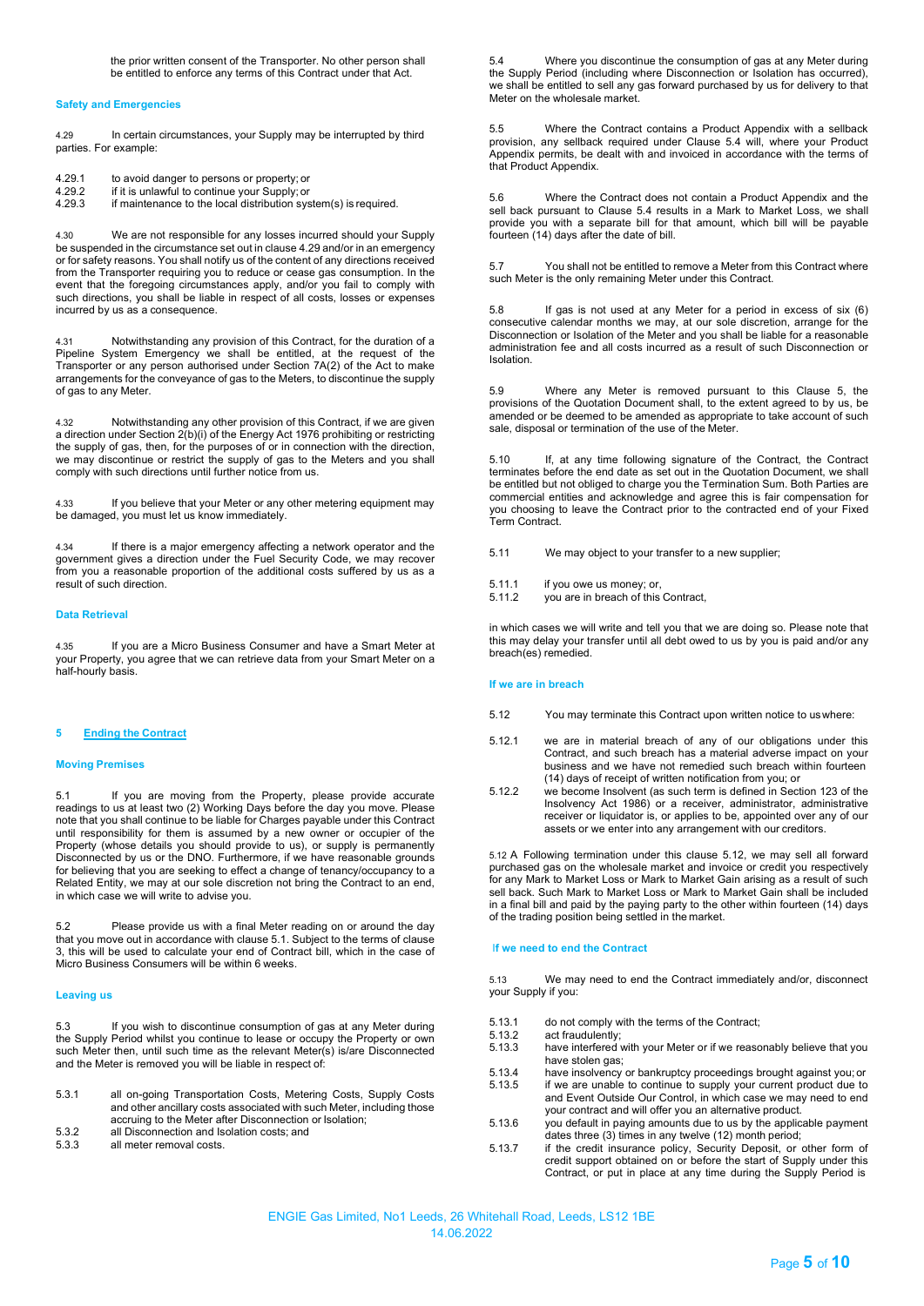the prior written consent of the Transporter. No other person shall be entitled to enforce any terms of this Contract under that Act.

**Safety and Emergencies**

4.29 In certain circumstances, your Supply may be interrupted by third parties. For example:

4.29.1 to avoid danger to persons or property; or
4.29.2 if it is unlawful to continue your Supply; or
4.29.3 if maintenance to the local distribution system(s) is required.

4.30 We are not responsible for any losses incurred should your Supply be suspended in the circumstance set out in clause 4.29 and/or in an emergency or for safety reasons. You shall notify us of the content of any directions received from the Transporter requiring you to reduce or cease gas consumption. In the event that the foregoing circumstances apply, and/or you fail to comply with such directions, you shall be liable in respect of all costs, losses or expenses incurred by us as a consequence.

4.31 Notwithstanding any provision of this Contract, for the duration of a Pipeline System Emergency we shall be entitled, at the request of the Transporter or any person authorised under Section 7A(2) of the Act to make arrangements for the conveyance of gas to the Meters, to discontinue the supply of gas to any Meter.

4.32 Notwithstanding any other provision of this Contract, if we are given a direction under Section 2(b)(i) of the Energy Act 1976 prohibiting or restricting the supply of gas, then, for the purposes of or in connection with the direction, we may discontinue or restrict the supply of gas to the Meters and you shall comply with such directions until further notice from us.

4.33 If you believe that your Meter or any other metering equipment may be damaged, you must let us know immediately.

4.34 If there is a major emergency affecting a network operator and the government gives a direction under the Fuel Security Code, we may recover from you a reasonable proportion of the additional costs suffered by us as a result of such direction.

**Data Retrieval**

4.35 If you are a Micro Business Consumer and have a Smart Meter at your Property, you agree that we can retrieve data from your Smart Meter on a half-hourly basis.

## 5 Ending the Contract

**Moving Premises**

5.1 If you are moving from the Property, please provide accurate readings to us at least two (2) Working Days before the day you move. Please note that you shall continue to be liable for Charges payable under this Contract until responsibility for them is assumed by a new owner or occupier of the Property (whose details you should provide to us), or supply is permanently Disconnected by us or the DNO. Furthermore, if we have reasonable grounds for believing that you are seeking to effect a change of tenancy/occupancy to a Related Entity, we may at our sole discretion not bring the Contract to an end, in which case we will write to advise you.

5.2 Please provide us with a final Meter reading on or around the day that you move out in accordance with clause 5.1. Subject to the terms of clause 3, this will be used to calculate your end of Contract bill, which in the case of Micro Business Consumers will be within 6 weeks.

**Leaving us**

5.3 If you wish to discontinue consumption of gas at any Meter during the Supply Period whilst you continue to lease or occupy the Property or own such Meter then, until such time as the relevant Meter(s) is/are Disconnected and the Meter is removed you will be liable in respect of:

5.3.1 all on-going Transportation Costs, Metering Costs, Supply Costs and other ancillary costs associated with such Meter, including those accruing to the Meter after Disconnection or Isolation;
5.3.2 all Disconnection and Isolation costs; and
5.3.3 all meter removal costs.

5.4 Where you discontinue the consumption of gas at any Meter during the Supply Period (including where Disconnection or Isolation has occurred), we shall be entitled to sell any gas forward purchased by us for delivery to that Meter on the wholesale market.

5.5 Where the Contract contains a Product Appendix with a sellback provision, any sellback required under Clause 5.4 will, where your Product Appendix permits, be dealt with and invoiced in accordance with the terms of that Product Appendix.

5.6 Where the Contract does not contain a Product Appendix and the sell back pursuant to Clause 5.4 results in a Mark to Market Loss, we shall provide you with a separate bill for that amount, which bill will be payable fourteen (14) days after the date of bill.

5.7 You shall not be entitled to remove a Meter from this Contract where such Meter is the only remaining Meter under this Contract.

5.8 If gas is not used at any Meter for a period in excess of six (6) consecutive calendar months we may, at our sole discretion, arrange for the Disconnection or Isolation of the Meter and you shall be liable for a reasonable administration fee and all costs incurred as a result of such Disconnection or Isolation.

5.9 Where any Meter is removed pursuant to this Clause 5, the provisions of the Quotation Document shall, to the extent agreed to by us, be amended or be deemed to be amended as appropriate to take account of such sale, disposal or termination of the use of the Meter.

5.10 If, at any time following signature of the Contract, the Contract terminates before the end date as set out in the Quotation Document, we shall be entitled but not obliged to charge you the Termination Sum. Both Parties are commercial entities and acknowledge and agree this is fair compensation for you choosing to leave the Contract prior to the contracted end of your Fixed Term Contract.

5.11 We may object to your transfer to a new supplier;

5.11.1 if you owe us money; or,
5.11.2 you are in breach of this Contract,

in which cases we will write and tell you that we are doing so. Please note that this may delay your transfer until all debt owed to us by you is paid and/or any breach(es) remedied.

**If we are in breach**

5.12 You may terminate this Contract upon written notice to us where:

5.12.1 we are in material breach of any of our obligations under this Contract, and such breach has a material adverse impact on your business and we have not remedied such breach within fourteen (14) days of receipt of written notification from you; or
5.12.2 we become Insolvent (as such term is defined in Section 123 of the Insolvency Act 1986) or a receiver, administrator, administrative receiver or liquidator is, or applies to be, appointed over any of our assets or we enter into any arrangement with our creditors.

5.12 A Following termination under this clause 5.12, we may sell all forward purchased gas on the wholesale market and invoice or credit you respectively for any Mark to Market Loss or Mark to Market Gain arising as a result of such sell back. Such Mark to Market Loss or Mark to Market Gain shall be included in a final bill and paid by the paying party to the other within fourteen (14) days of the trading position being settled in the market.

**If we need to end the Contract**

5.13 We may need to end the Contract immediately and/or, disconnect your Supply if you:

5.13.1 do not comply with the terms of the Contract;
5.13.2 act fraudulently;
5.13.3 have interfered with your Meter or if we reasonably believe that you have stolen gas;
5.13.4 have insolvency or bankruptcy proceedings brought against you; or
5.13.5 if we are unable to continue to supply your current product due to and Event Outside Our Control, in which case we may need to end your contract and will offer you an alternative product.
5.13.6 you default in paying amounts due to us by the applicable payment dates three (3) times in any twelve (12) month period;
5.13.7 if the credit insurance policy, Security Deposit, or other form of credit support obtained on or before the start of Supply under this Contract, or put in place at any time during the Supply Period is

ENGIE Gas Limited, No1 Leeds, 26 Whitehall Road, Leeds, LS12 1BE
14.06.2022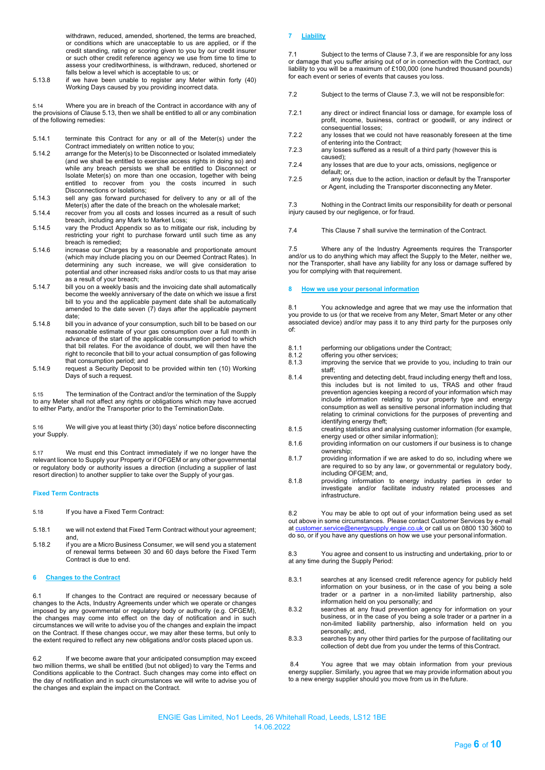withdrawn, reduced, amended, shortened, the terms are breached, or conditions which are unacceptable to us are applied, or if the credit standing, rating or scoring given to you by our credit insurer or such other credit reference agency we use from time to time to assess your creditworthiness, is withdrawn, reduced, shortened or falls below a level which is acceptable to us; or

5.13.8 if we have been unable to register any Meter within forty (40) Working Days caused by you providing incorrect data.

5.14 Where you are in breach of the Contract in accordance with any of the provisions of Clause 5.13, then we shall be entitled to all or any combination of the following remedies:

5.14.1 terminate this Contract for any or all of the Meter(s) under the Contract immediately on written notice to you;

5.14.2 arrange for the Meter(s) to be Disconnected or Isolated immediately (and we shall be entitled to exercise access rights in doing so) and while any breach persists we shall be entitled to Disconnect or Isolate Meter(s) on more than one occasion, together with being entitled to recover from you the costs incurred in such Disconnections or Isolations;

5.14.3 sell any gas forward purchased for delivery to any or all of the Meter(s) after the date of the breach on the wholesale market;

5.14.4 recover from you all costs and losses incurred as a result of such breach, including any Mark to Market Loss;

5.14.5 vary the Product Appendix so as to mitigate our risk, including by restricting your right to purchase forward until such time as any breach is remedied;

5.14.6 increase our Charges by a reasonable and proportionate amount (which may include placing you on our Deemed Contract Rates). In determining any such increase, we will give consideration to potential and other increased risks and/or costs to us that may arise as a result of your breach;

5.14.7 bill you on a weekly basis and the invoicing date shall automatically become the weekly anniversary of the date on which we issue a first bill to you and the applicable payment date shall be automatically amended to the date seven (7) days after the applicable payment date;

5.14.8 bill you in advance of your consumption, such bill to be based on our reasonable estimate of your gas consumption over a full month in advance of the start of the applicable consumption period to which that bill relates. For the avoidance of doubt, we will then have the right to reconcile that bill to your actual consumption of gas following that consumption period; and

5.14.9 request a Security Deposit to be provided within ten (10) Working Days of such a request.

5.15 The termination of the Contract and/or the termination of the Supply to any Meter shall not affect any rights or obligations which may have accrued to either Party, and/or the Transporter prior to the Termination Date.

5.16 We will give you at least thirty (30) days' notice before disconnecting your Supply.

5.17 We must end this Contract immediately if we no longer have the relevant licence to Supply your Property or if OFGEM or any other governmental or regulatory body or authority issues a direction (including a supplier of last resort direction) to another supplier to take over the Supply of your gas.

### Fixed Term Contracts

5.18 If you have a Fixed Term Contract:

5.18.1 we will not extend that Fixed Term Contract without your agreement; and,

5.18.2 if you are a Micro Business Consumer, we will send you a statement of renewal terms between 30 and 60 days before the Fixed Term Contract is due to end.

## 6 Changes to the Contract

6.1 If changes to the Contract are required or necessary because of changes to the Acts, Industry Agreements under which we operate or changes imposed by any governmental or regulatory body or authority (e.g. OFGEM), the changes may come into effect on the day of notification and in such circumstances we will write to advise you of the changes and explain the impact on the Contract. If these changes occur, we may alter these terms, but only to the extent required to reflect any new obligations and/or costs placed upon us.

6.2 If we become aware that your anticipated consumption may exceed two million therms, we shall be entitled (but not obliged) to vary the Terms and Conditions applicable to the Contract. Such changes may come into effect on the day of notification and in such circumstances we will write to advise you of the changes and explain the impact on the Contract.

## 7 Liability

7.1 Subject to the terms of Clause 7.3, if we are responsible for any loss or damage that you suffer arising out of or in connection with the Contract, our liability to you will be a maximum of £100,000 (one hundred thousand pounds) for each event or series of events that causes you loss.

7.2 Subject to the terms of Clause 7.3, we will not be responsible for:

7.2.1 any direct or indirect financial loss or damage, for example loss of profit, income, business, contract or goodwill, or any indirect or consequential losses;

7.2.2 any losses that we could not have reasonably foreseen at the time of entering into the Contract;

7.2.3 any losses suffered as a result of a third party (however this is caused);

7.2.4 any losses that are due to your acts, omissions, negligence or default; or,

7.2.5 any loss due to the action, inaction or default by the Transporter or Agent, including the Transporter disconnecting any Meter.

7.3 Nothing in the Contract limits our responsibility for death or personal injury caused by our negligence, or for fraud.

7.4 This Clause 7 shall survive the termination of the Contract.

7.5 Where any of the Industry Agreements requires the Transporter and/or us to do anything which may affect the Supply to the Meter, neither we, nor the Transporter, shall have any liability for any loss or damage suffered by you for complying with that requirement.

## 8 How we use your personal information

8.1 You acknowledge and agree that we may use the information that you provide to us (or that we receive from any Meter, Smart Meter or any other associated device) and/or may pass it to any third party for the purposes only of:

8.1.1 performing our obligations under the Contract;

8.1.2 offering you other services;

8.1.3 improving the service that we provide to you, including to train our staff;

8.1.4 preventing and detecting debt, fraud including energy theft and loss, this includes but is not limited to us, TRAS and other fraud prevention agencies keeping a record of your information which may include information relating to your property type and energy consumption as well as sensitive personal information including that relating to criminal convictions for the purposes of preventing and identifying energy theft;

8.1.5 creating statistics and analysing customer information (for example, energy used or other similar information);

8.1.6 providing information on our customers if our business is to change ownership;

8.1.7 providing information if we are asked to do so, including where we are required to so by any law, or governmental or regulatory body, including OFGEM; and,

8.1.8 providing information to energy industry parties in order to investigate and/or facilitate industry related processes and infrastructure.

8.2 You may be able to opt out of your information being used as set out above in some circumstances. Please contact Customer Services by e-mail at customer.service@energysupply.engie.co.uk or call us on 0800 130 3600 to do so, or if you have any questions on how we use your personal information.

8.3 You agree and consent to us instructing and undertaking, prior to or at any time during the Supply Period:

8.3.1 searches at any licensed credit reference agency for publicly held information on your business, or in the case of you being a sole trader or a partner in a non-limited liability partnership, also information held on you personally; and

8.3.2 searches at any fraud prevention agency for information on your business, or in the case of you being a sole trader or a partner in a non-limited liability partnership, also information held on you personally; and,

8.3.3 searches by any other third parties for the purpose of facilitating our collection of debt due from you under the terms of this Contract.

8.4 You agree that we may obtain information from your previous energy supplier. Similarly, you agree that we may provide information about you to a new energy supplier should you move from us in the future.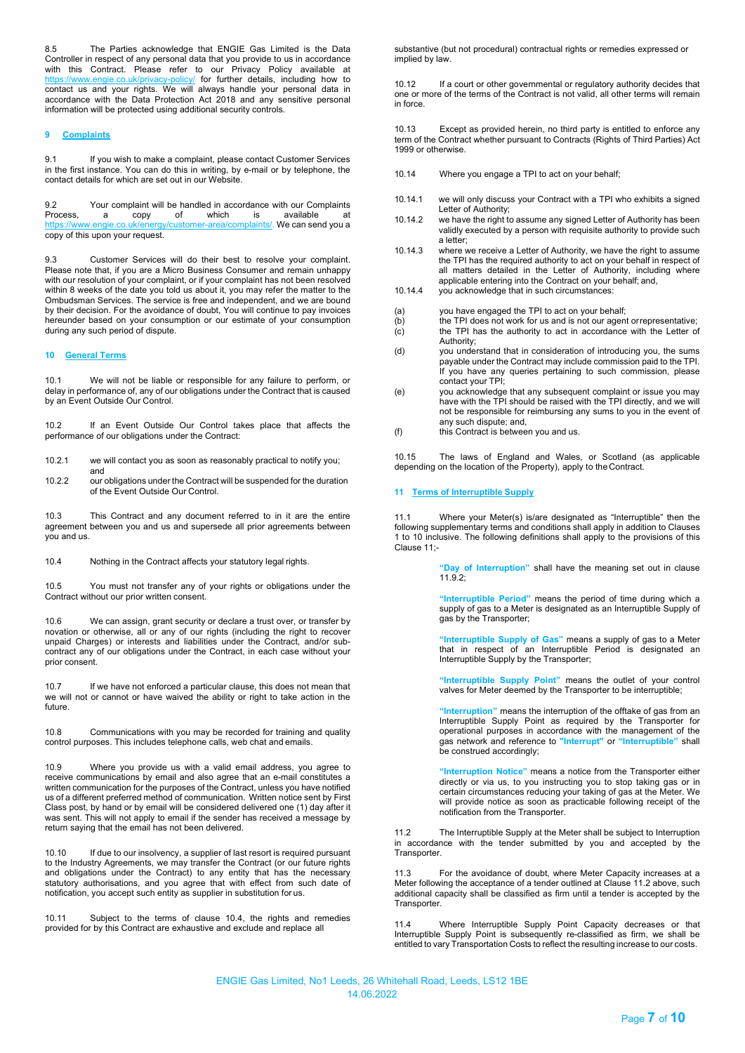8.5 The Parties acknowledge that ENGIE Gas Limited is the Data Controller in respect of any personal data that you provide to us in accordance with this Contract. Please refer to our Privacy Policy available at https://www.engie.co.uk/privacy-policy/ for further details, including how to contact us and your rights. We will always handle your personal data in accordance with the Data Protection Act 2018 and any sensitive personal information will be protected using additional security controls.

## 9 Complaints

9.1 If you wish to make a complaint, please contact Customer Services in the first instance. You can do this in writing, by e-mail or by telephone, the contact details for which are set out in our Website.

9.2 Your complaint will be handled in accordance with our Complaints Process, a copy of which is available at https://www.engie.co.uk/energy/customer-area/complaints/. We can send you a copy of this upon your request.

9.3 Customer Services will do their best to resolve your complaint. Please note that, if you are a Micro Business Consumer and remain unhappy with our resolution of your complaint, or if your complaint has not been resolved within 8 weeks of the date you told us about it, you may refer the matter to the Ombudsman Services. The service is free and independent, and we are bound by their decision. For the avoidance of doubt, You will continue to pay invoices hereunder based on your consumption or our estimate of your consumption during any such period of dispute.

## 10 General Terms

10.1 We will not be liable or responsible for any failure to perform, or delay in performance of, any of our obligations under the Contract that is caused by an Event Outside Our Control.

10.2 If an Event Outside Our Control takes place that affects the performance of our obligations under the Contract:

10.2.1 we will contact you as soon as reasonably practical to notify you; and

10.2.2 our obligations under the Contract will be suspended for the duration of the Event Outside Our Control.

10.3 This Contract and any document referred to in it are the entire agreement between you and us and supersede all prior agreements between you and us.

10.4 Nothing in the Contract affects your statutory legal rights.

10.5 You must not transfer any of your rights or obligations under the Contract without our prior written consent.

10.6 We can assign, grant security or declare a trust over, or transfer by novation or otherwise, all or any of our rights (including the right to recover unpaid Charges) or interests and liabilities under the Contract, and/or sub-contract any of our obligations under the Contract, in each case without your prior consent.

10.7 If we have not enforced a particular clause, this does not mean that we will not or cannot or have waived the ability or right to take action in the future.

10.8 Communications with you may be recorded for training and quality control purposes. This includes telephone calls, web chat and emails.

10.9 Where you provide us with a valid email address, you agree to receive communications by email and also agree that an e-mail constitutes a written communication for the purposes of the Contract, unless you have notified us of a different preferred method of communication. Written notice sent by First Class post, by hand or by email will be considered delivered one (1) day after it was sent. This will not apply to email if the sender has received a message by return saying that the email has not been delivered.

10.10 If due to our insolvency, a supplier of last resort is required pursuant to the Industry Agreements, we may transfer the Contract (or our future rights and obligations under the Contract) to any entity that has the necessary statutory authorisations, and you agree that with effect from such date of notification, you accept such entity as supplier in substitution for us.

10.11 Subject to the terms of clause 10.4, the rights and remedies provided for by this Contract are exhaustive and exclude and replace all substantive (but not procedural) contractual rights or remedies expressed or implied by law.

10.12 If a court or other governmental or regulatory authority decides that one or more of the terms of the Contract is not valid, all other terms will remain in force.

10.13 Except as provided herein, no third party is entitled to enforce any term of the Contract whether pursuant to Contracts (Rights of Third Parties) Act 1999 or otherwise.

10.14 Where you engage a TPI to act on your behalf;

10.14.1 we will only discuss your Contract with a TPI who exhibits a signed Letter of Authority;

10.14.2 we have the right to assume any signed Letter of Authority has been validly executed by a person with requisite authority to provide such a letter;

10.14.3 where we receive a Letter of Authority, we have the right to assume the TPI has the required authority to act on your behalf in respect of all matters detailed in the Letter of Authority, including where applicable entering into the Contract on your behalf; and,

10.14.4 you acknowledge that in such circumstances:

(a) you have engaged the TPI to act on your behalf;

(b) the TPI does not work for us and is not our agent orrepresentative;

(c) the TPI has the authority to act in accordance with the Letter of Authority;

(d) you understand that in consideration of introducing you, the sums payable under the Contract may include commission paid to the TPI. If you have any queries pertaining to such commission, please contact your TPI;

(e) you acknowledge that any subsequent complaint or issue you may have with the TPI should be raised with the TPI directly, and we will not be responsible for reimbursing any sums to you in the event of any such dispute; and,

(f) this Contract is between you and us.

10.15 The laws of England and Wales, or Scotland (as applicable depending on the location of the Property), apply to the Contract.

## 11 Terms of Interruptible Supply

11.1 Where your Meter(s) is/are designated as "Interruptible" then the following supplementary terms and conditions shall apply in addition to Clauses 1 to 10 inclusive. The following definitions shall apply to the provisions of this Clause 11;-

**"Day of Interruption"** shall have the meaning set out in clause 11.9.2;

**"Interruptible Period"** means the period of time during which a supply of gas to a Meter is designated as an Interruptible Supply of gas by the Transporter;

**"Interruptible Supply of Gas"** means a supply of gas to a Meter that in respect of an Interruptible Period is designated an Interruptible Supply by the Transporter;

**"Interruptible Supply Point"** means the outlet of your control valves for Meter deemed by the Transporter to be interruptible;

**"Interruption"** means the interruption of the offtake of gas from an Interruptible Supply Point as required by the Transporter for operational purposes in accordance with the management of the gas network and reference to **"Interrupt"** or **"Interruptible"** shall be construed accordingly;

**"Interruption Notice"** means a notice from the Transporter either directly or via us, to you instructing you to stop taking gas or in certain circumstances reducing your taking of gas at the Meter. We will provide notice as soon as practicable following receipt of the notification from the Transporter.

11.2 The Interruptible Supply at the Meter shall be subject to Interruption in accordance with the tender submitted by you and accepted by the Transporter.

11.3 For the avoidance of doubt, where Meter Capacity increases at a Meter following the acceptance of a tender outlined at Clause 11.2 above, such additional capacity shall be classified as firm until a tender is accepted by the Transporter.

11.4 Where Interruptible Supply Point Capacity decreases or that Interruptible Supply Point is subsequently re-classified as firm, we shall be entitled to vary Transportation Costs to reflect the resulting increase to our costs.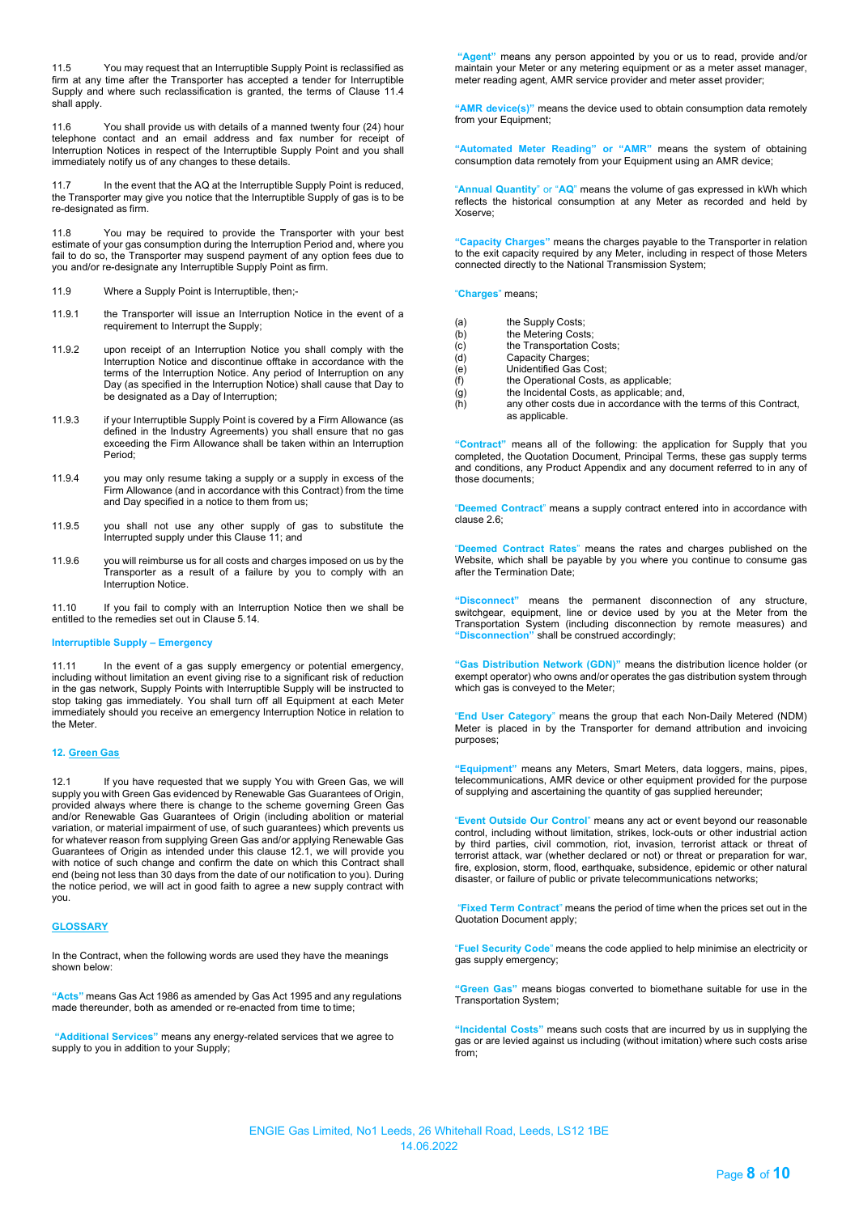11.5 You may request that an Interruptible Supply Point is reclassified as firm at any time after the Transporter has accepted a tender for Interruptible Supply and where such reclassification is granted, the terms of Clause 11.4 shall apply.

11.6 You shall provide us with details of a manned twenty four (24) hour telephone contact and an email address and fax number for receipt of Interruption Notices in respect of the Interruptible Supply Point and you shall immediately notify us of any changes to these details.

11.7 In the event that the AQ at the Interruptible Supply Point is reduced, the Transporter may give you notice that the Interruptible Supply of gas is to be re-designated as firm.

11.8 You may be required to provide the Transporter with your best estimate of your gas consumption during the Interruption Period and, where you fail to do so, the Transporter may suspend payment of any option fees due to you and/or re-designate any Interruptible Supply Point as firm.

11.9 Where a Supply Point is Interruptible, then;-

11.9.1 the Transporter will issue an Interruption Notice in the event of a requirement to Interrupt the Supply;

11.9.2 upon receipt of an Interruption Notice you shall comply with the Interruption Notice and discontinue offtake in accordance with the terms of the Interruption Notice. Any period of Interruption on any Day (as specified in the Interruption Notice) shall cause that Day to be designated as a Day of Interruption;

11.9.3 if your Interruptible Supply Point is covered by a Firm Allowance (as defined in the Industry Agreements) you shall ensure that no gas exceeding the Firm Allowance shall be taken within an Interruption Period;

11.9.4 you may only resume taking a supply or a supply in excess of the Firm Allowance (and in accordance with this Contract) from the time and Day specified in a notice to them from us;

11.9.5 you shall not use any other supply of gas to substitute the Interrupted supply under this Clause 11; and

11.9.6 you will reimburse us for all costs and charges imposed on us by the Transporter as a result of a failure by you to comply with an Interruption Notice.

11.10 If you fail to comply with an Interruption Notice then we shall be entitled to the remedies set out in Clause 5.14.

**Interruptible Supply – Emergency**

11.11 In the event of a gas supply emergency or potential emergency, including without limitation an event giving rise to a significant risk of reduction in the gas network, Supply Points with Interruptible Supply will be instructed to stop taking gas immediately. You shall turn off all Equipment at each Meter immediately should you receive an emergency Interruption Notice in relation to the Meter.

## 12. Green Gas

12.1 If you have requested that we supply You with Green Gas, we will supply you with Green Gas evidenced by Renewable Gas Guarantees of Origin, provided always where there is change to the scheme governing Green Gas and/or Renewable Gas Guarantees of Origin (including abolition or material variation, or material impairment of use, of such guarantees) which prevents us for whatever reason from supplying Green Gas and/or applying Renewable Gas Guarantees of Origin as intended under this clause 12.1, we will provide you with notice of such change and confirm the date on which this Contract shall end (being not less than 30 days from the date of our notification to you). During the notice period, we will act in good faith to agree a new supply contract with you.

## GLOSSARY

In the Contract, when the following words are used they have the meanings shown below:

**"Acts"** means Gas Act 1986 as amended by Gas Act 1995 and any regulations made thereunder, both as amended or re-enacted from time to time;

**"Additional Services"** means any energy-related services that we agree to supply to you in addition to your Supply;

**"Agent"** means any person appointed by you or us to read, provide and/or maintain your Meter or any metering equipment or as a meter asset manager, meter reading agent, AMR service provider and meter asset provider;

**"AMR device(s)"** means the device used to obtain consumption data remotely from your Equipment;

**"Automated Meter Reading" or "AMR"** means the system of obtaining consumption data remotely from your Equipment using an AMR device;

**"Annual Quantity"** or **"AQ"** means the volume of gas expressed in kWh which reflects the historical consumption at any Meter as recorded and held by Xoserve;

**"Capacity Charges"** means the charges payable to the Transporter in relation to the exit capacity required by any Meter, including in respect of those Meters connected directly to the National Transmission System;

**"Charges"** means;

(a) the Supply Costs;
(b) the Metering Costs;
(c) the Transportation Costs;
(d) Capacity Charges;
(e) Unidentified Gas Cost;
(f) the Operational Costs, as applicable;
(g) the Incidental Costs, as applicable; and,
(h) any other costs due in accordance with the terms of this Contract, as applicable.

**"Contract"** means all of the following: the application for Supply that you completed, the Quotation Document, Principal Terms, these gas supply terms and conditions, any Product Appendix and any document referred to in any of those documents;

**"Deemed Contract"** means a supply contract entered into in accordance with clause 2.6;

**"Deemed Contract Rates"** means the rates and charges published on the Website, which shall be payable by you where you continue to consume gas after the Termination Date;

**"Disconnect"** means the permanent disconnection of any structure, switchgear, equipment, line or device used by you at the Meter from the Transportation System (including disconnection by remote measures) and **"Disconnection"** shall be construed accordingly;

**"Gas Distribution Network (GDN)"** means the distribution licence holder (or exempt operator) who owns and/or operates the gas distribution system through which gas is conveyed to the Meter;

**"End User Category"** means the group that each Non-Daily Metered (NDM) Meter is placed in by the Transporter for demand attribution and invoicing purposes;

**"Equipment"** means any Meters, Smart Meters, data loggers, mains, pipes, telecommunications, AMR device or other equipment provided for the purpose of supplying and ascertaining the quantity of gas supplied hereunder;

**"Event Outside Our Control"** means any act or event beyond our reasonable control, including without limitation, strikes, lock-outs or other industrial action by third parties, civil commotion, riot, invasion, terrorist attack or threat of terrorist attack, war (whether declared or not) or threat or preparation for war, fire, explosion, storm, flood, earthquake, subsidence, epidemic or other natural disaster, or failure of public or private telecommunications networks;

**"Fixed Term Contract"** means the period of time when the prices set out in the Quotation Document apply;

**"Fuel Security Code"** means the code applied to help minimise an electricity or gas supply emergency;

**"Green Gas"** means biogas converted to biomethane suitable for use in the Transportation System;

**"Incidental Costs"** means such costs that are incurred by us in supplying the gas or are levied against us including (without imitation) where such costs arise from;

ENGIE Gas Limited, No1 Leeds, 26 Whitehall Road, Leeds, LS12 1BE
14.06.2022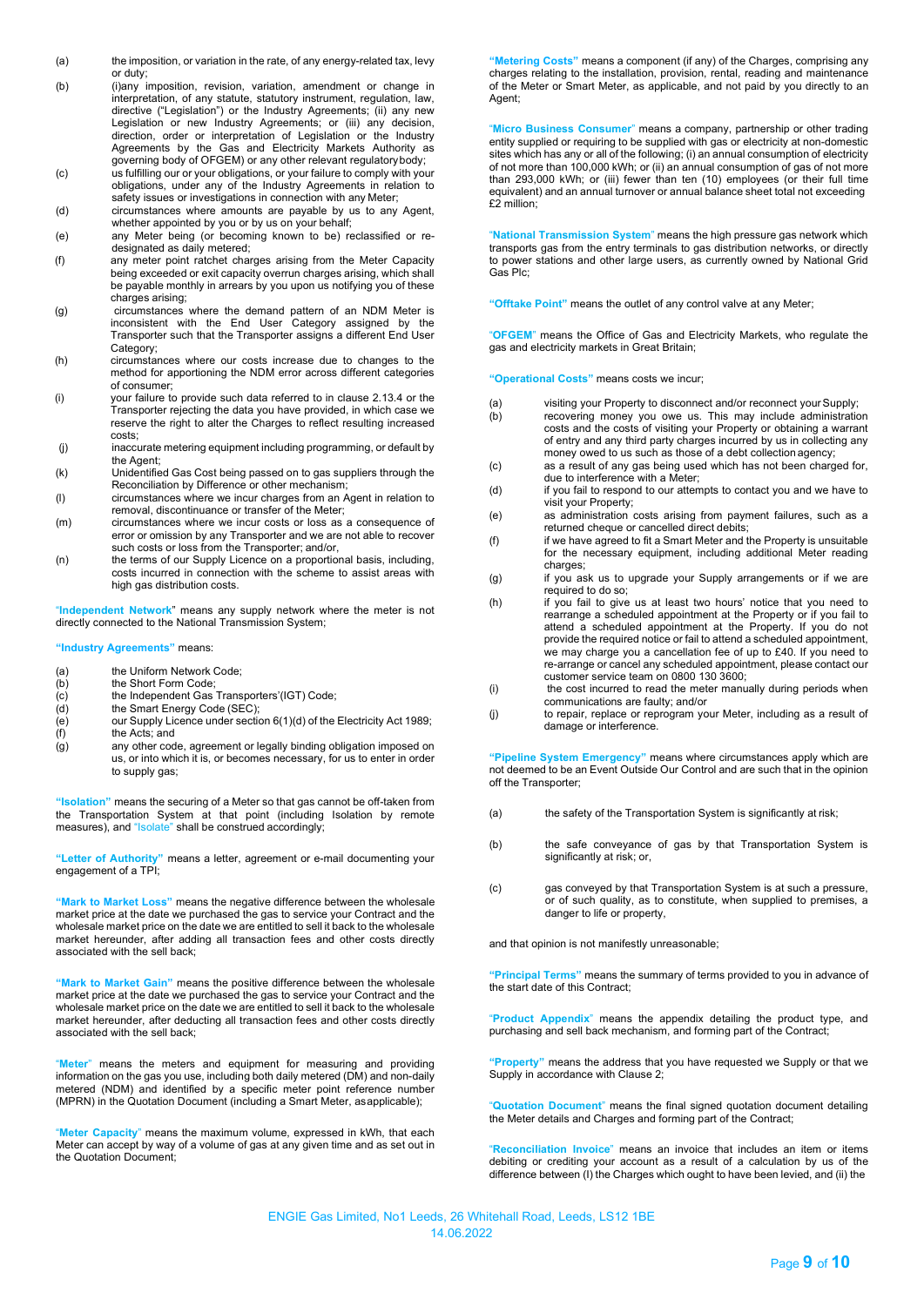(a) the imposition, or variation in the rate, of any energy-related tax, levy or duty;

(b) (i)any imposition, revision, variation, amendment or change in interpretation, of any statute, statutory instrument, regulation, law, directive ("Legislation") or the Industry Agreements; (ii) any new Legislation or new Industry Agreements; or (iii) any decision, direction, order or interpretation of Legislation or the Industry Agreements by the Gas and Electricity Markets Authority as governing body of OFGEM) or any other relevant regulatory body;

(c) us fulfilling our or your obligations, or your failure to comply with your obligations, under any of the Industry Agreements in relation to safety issues or investigations in connection with any Meter;

(d) circumstances where amounts are payable by us to any Agent, whether appointed by you or by us on your behalf;

(e) any Meter being (or becoming known to be) reclassified or re-designated as daily metered;

(f) any meter point ratchet charges arising from the Meter Capacity being exceeded or exit capacity overrun charges arising, which shall be payable monthly in arrears by you upon us notifying you of these charges arising;

(g) circumstances where the demand pattern of an NDM Meter is inconsistent with the End User Category assigned by the Transporter such that the Transporter assigns a different End User Category;

(h) circumstances where our costs increase due to changes to the method for apportioning the NDM error across different categories of consumer;

(i) your failure to provide such data referred to in clause 2.13.4 or the Transporter rejecting the data you have provided, in which case we reserve the right to alter the Charges to reflect resulting increased costs;

(j) inaccurate metering equipment including programming, or default by the Agent;

(k) Unidentified Gas Cost being passed on to gas suppliers through the Reconciliation by Difference or other mechanism;

(l) circumstances where we incur charges from an Agent in relation to removal, discontinuance or transfer of the Meter;

(m) circumstances where we incur costs or loss as a consequence of error or omission by any Transporter and we are not able to recover such costs or loss from the Transporter; and/or,

(n) the terms of our Supply Licence on a proportional basis, including, costs incurred in connection with the scheme to assist areas with high gas distribution costs.

"**Independent Network**" means any supply network where the meter is not directly connected to the National Transmission System;

"**Industry Agreements**" means:

(a) the Uniform Network Code;
(b) the Short Form Code;
(c) the Independent Gas Transporters'(IGT) Code;
(d) the Smart Energy Code (SEC);
(e) our Supply Licence under section 6(1)(d) of the Electricity Act 1989;
(f) the Acts; and
(g) any other code, agreement or legally binding obligation imposed on us, or into which it is, or becomes necessary, for us to enter in order to supply gas;

"**Isolation**" means the securing of a Meter so that gas cannot be off-taken from the Transportation System at that point (including Isolation by remote measures), and "Isolate" shall be construed accordingly;

"**Letter of Authority**" means a letter, agreement or e-mail documenting your engagement of a TPI;

"**Mark to Market Loss**" means the negative difference between the wholesale market price at the date we purchased the gas to service your Contract and the wholesale market price on the date we are entitled to sell it back to the wholesale market hereunder, after adding all transaction fees and other costs directly associated with the sell back;

"**Mark to Market Gain**" means the positive difference between the wholesale market price at the date we purchased the gas to service your Contract and the wholesale market price on the date we are entitled to sell it back to the wholesale market hereunder, after deducting all transaction fees and other costs directly associated with the sell back;

"**Meter**" means the meters and equipment for measuring and providing information on the gas you use, including both daily metered (DM) and non-daily metered (NDM) and identified by a specific meter point reference number (MPRN) in the Quotation Document (including a Smart Meter, as applicable);

"**Meter Capacity**" means the maximum volume, expressed in kWh, that each Meter can accept by way of a volume of gas at any given time and as set out in the Quotation Document;

"**Metering Costs**" means a component (if any) of the Charges, comprising any charges relating to the installation, provision, rental, reading and maintenance of the Meter or Smart Meter, as applicable, and not paid by you directly to an Agent;

"**Micro Business Consumer**" means a company, partnership or other trading entity supplied or requiring to be supplied with gas or electricity at non-domestic sites which has any or all of the following; (i) an annual consumption of electricity of not more than 100,000 kWh; or (ii) an annual consumption of gas of not more than 293,000 kWh; or (iii) fewer than ten (10) employees (or their full time equivalent) and an annual turnover or annual balance sheet total not exceeding £2 million;

"**National Transmission System**" means the high pressure gas network which transports gas from the entry terminals to gas distribution networks, or directly to power stations and other large users, as currently owned by National Grid Gas Plc;

"**Offtake Point**" means the outlet of any control valve at any Meter;

"**OFGEM**" means the Office of Gas and Electricity Markets, who regulate the gas and electricity markets in Great Britain;

"**Operational Costs**" means costs we incur;

(a) visiting your Property to disconnect and/or reconnect your Supply;

(b) recovering money you owe us. This may include administration costs and the costs of visiting your Property or obtaining a warrant of entry and any third party charges incurred by us in collecting any money owed to us such as those of a debt collection agency;

(c) as a result of any gas being used which has not been charged for, due to interference with a Meter;

(d) if you fail to respond to our attempts to contact you and we have to visit your Property;

(e) as administration costs arising from payment failures, such as a returned cheque or cancelled direct debits;

(f) if we have agreed to fit a Smart Meter and the Property is unsuitable for the necessary equipment, including additional Meter reading charges;

(g) if you ask us to upgrade your Supply arrangements or if we are required to do so;

(h) if you fail to give us at least two hours' notice that you need to rearrange a scheduled appointment at the Property or if you fail to attend a scheduled appointment at the Property. If you do not provide the required notice or fail to attend a scheduled appointment, we may charge you a cancellation fee of up to £40. If you need to re-arrange or cancel any scheduled appointment, please contact our customer service team on 0800 130 3600;

(i) the cost incurred to read the meter manually during periods when communications are faulty; and/or

(j) to repair, replace or reprogram your Meter, including as a result of damage or interference.

"**Pipeline System Emergency**" means where circumstances apply which are not deemed to be an Event Outside Our Control and are such that in the opinion off the Transporter;

(a) the safety of the Transportation System is significantly at risk;

(b) the safe conveyance of gas by that Transportation System is significantly at risk; or,

(c) gas conveyed by that Transportation System is at such a pressure, or of such quality, as to constitute, when supplied to premises, a danger to life or property,

and that opinion is not manifestly unreasonable;

"**Principal Terms**" means the summary of terms provided to you in advance of the start date of this Contract;

"**Product Appendix**" means the appendix detailing the product type, and purchasing and sell back mechanism, and forming part of the Contract;

"**Property**" means the address that you have requested we Supply or that we Supply in accordance with Clause 2;

"**Quotation Document**" means the final signed quotation document detailing the Meter details and Charges and forming part of the Contract;

"**Reconciliation Invoice**" means an invoice that includes an item or items debiting or crediting your account as a result of a calculation by us of the difference between (I) the Charges which ought to have been levied, and (ii) the

ENGIE Gas Limited, No1 Leeds, 26 Whitehall Road, Leeds, LS12 1BE
14.06.2022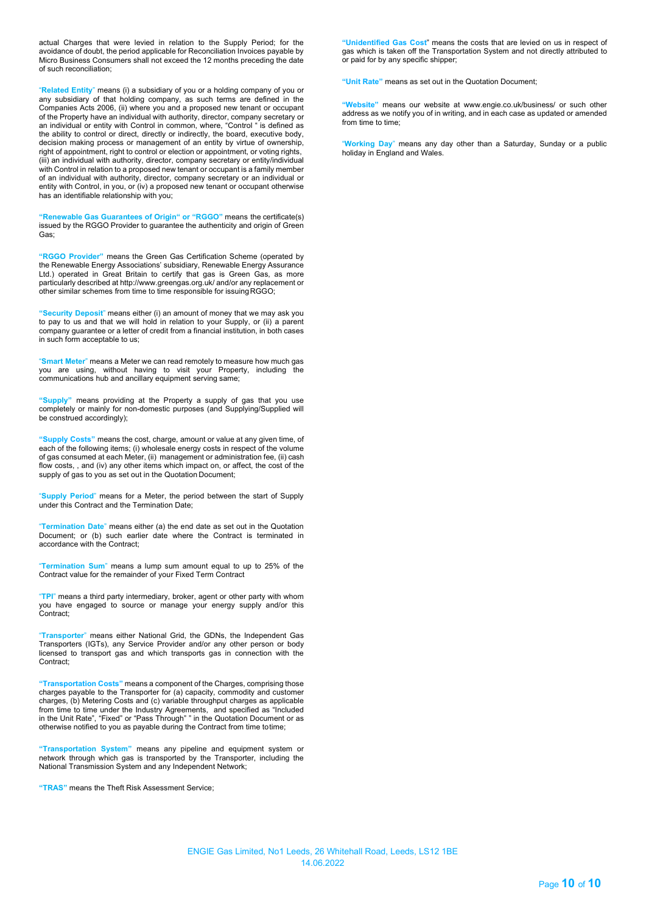actual Charges that were levied in relation to the Supply Period; for the avoidance of doubt, the period applicable for Reconciliation Invoices payable by Micro Business Consumers shall not exceed the 12 months preceding the date of such reconciliation;

"**Related Entity**" means (i) a subsidiary of you or a holding company of you or any subsidiary of that holding company, as such terms are defined in the Companies Acts 2006, (ii) where you and a proposed new tenant or occupant of the Property have an individual with authority, director, company secretary or an individual or entity with Control in common, where, "Control " is defined as the ability to control or direct, directly or indirectly, the board, executive body, decision making process or management of an entity by virtue of ownership, right of appointment, right to control or election or appointment, or voting rights, (iii) an individual with authority, director, company secretary or entity/individual with Control in relation to a proposed new tenant or occupant is a family member of an individual with authority, director, company secretary or an individual or entity with Control, in you, or (iv) a proposed new tenant or occupant otherwise has an identifiable relationship with you;

**"Renewable Gas Guarantees of Origin" or "RGGO"** means the certificate(s) issued by the RGGO Provider to guarantee the authenticity and origin of Green Gas;

**"RGGO Provider"** means the Green Gas Certification Scheme (operated by the Renewable Energy Associations' subsidiary, Renewable Energy Assurance Ltd.) operated in Great Britain to certify that gas is Green Gas, as more particularly described at http://www.greengas.org.uk/ and/or any replacement or other similar schemes from time to time responsible for issuing RGGO;

**"Security Deposit"** means either (i) an amount of money that we may ask you to pay to us and that we will hold in relation to your Supply, or (ii) a parent company guarantee or a letter of credit from a financial institution, in both cases in such form acceptable to us;

"**Smart Meter**" means a Meter we can read remotely to measure how much gas you are using, without having to visit your Property, including the communications hub and ancillary equipment serving same;

**"Supply"** means providing at the Property a supply of gas that you use completely or mainly for non-domestic purposes (and Supplying/Supplied will be construed accordingly);

**"Supply Costs"** means the cost, charge, amount or value at any given time, of each of the following items; (i) wholesale energy costs in respect of the volume of gas consumed at each Meter, (ii) management or administration fee, (ii) cash flow costs, , and (iv) any other items which impact on, or affect, the cost of the supply of gas to you as set out in the Quotation Document;

"**Supply Period**" means for a Meter, the period between the start of Supply under this Contract and the Termination Date;

"**Termination Date**" means either (a) the end date as set out in the Quotation Document; or (b) such earlier date where the Contract is terminated in accordance with the Contract;

"**Termination Sum**" means a lump sum amount equal to up to 25% of the Contract value for the remainder of your Fixed Term Contract

"**TPI**" means a third party intermediary, broker, agent or other party with whom you have engaged to source or manage your energy supply and/or this Contract;

"**Transporter**" means either National Grid, the GDNs, the Independent Gas Transporters (IGTs), any Service Provider and/or any other person or body licensed to transport gas and which transports gas in connection with the Contract;

**"Transportation Costs"** means a component of the Charges, comprising those charges payable to the Transporter for (a) capacity, commodity and customer charges, (b) Metering Costs and (c) variable throughput charges as applicable from time to time under the Industry Agreements, and specified as "Included in the Unit Rate", "Fixed" or "Pass Through" " in the Quotation Document or as otherwise notified to you as payable during the Contract from time totime;

**"Transportation System"** means any pipeline and equipment system or network through which gas is transported by the Transporter, including the National Transmission System and any Independent Network;

**"TRAS"** means the Theft Risk Assessment Service;

**"Unidentified Gas Cost"** means the costs that are levied on us in respect of gas which is taken off the Transportation System and not directly attributed to or paid for by any specific shipper;

**"Unit Rate"** means as set out in the Quotation Document;

**"Website"** means our website at www.engie.co.uk/business/ or such other address as we notify you of in writing, and in each case as updated or amended from time to time;

"**Working Day**" means any day other than a Saturday, Sunday or a public holiday in England and Wales.

ENGIE Gas Limited, No1 Leeds, 26 Whitehall Road, Leeds, LS12 1BE
14.06.2022